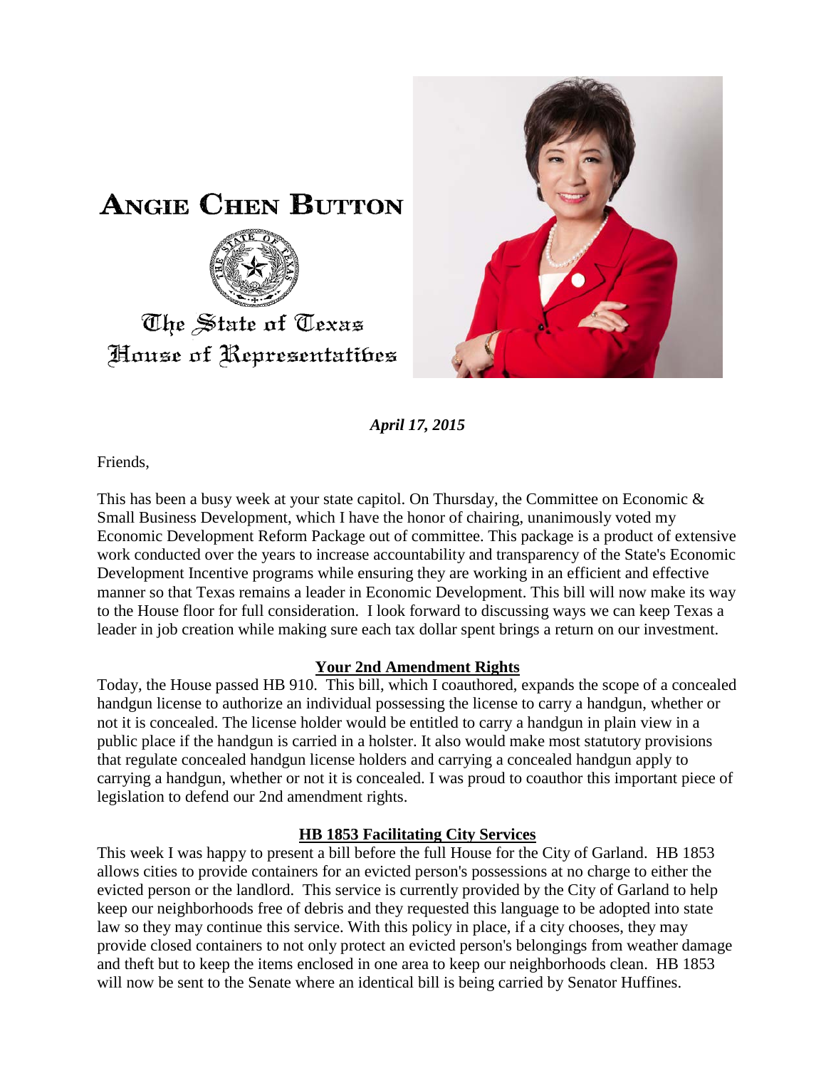# ANGIE CHEN BUTTON

The State of Texas
House of Representatives

***April 17, 2015***

Friends,

This has been a busy week at your state capitol. On Thursday, the Committee on Economic & Small Business Development, which I have the honor of chairing, unanimously voted my Economic Development Reform Package out of committee. This package is a product of extensive work conducted over the years to increase accountability and transparency of the State's Economic Development Incentive programs while ensuring they are working in an efficient and effective manner so that Texas remains a leader in Economic Development. This bill will now make its way to the House floor for full consideration. I look forward to discussing ways we can keep Texas a leader in job creation while making sure each tax dollar spent brings a return on our investment.

## Your 2nd Amendment Rights

Today, the House passed HB 910. This bill, which I coauthored, expands the scope of a concealed handgun license to authorize an individual possessing the license to carry a handgun, whether or not it is concealed. The license holder would be entitled to carry a handgun in plain view in a public place if the handgun is carried in a holster. It also would make most statutory provisions that regulate concealed handgun license holders and carrying a concealed handgun apply to carrying a handgun, whether or not it is concealed. I was proud to coauthor this important piece of legislation to defend our 2nd amendment rights.

## HB 1853 Facilitating City Services

This week I was happy to present a bill before the full House for the City of Garland. HB 1853 allows cities to provide containers for an evicted person's possessions at no charge to either the evicted person or the landlord. This service is currently provided by the City of Garland to help keep our neighborhoods free of debris and they requested this language to be adopted into state law so they may continue this service. With this policy in place, if a city chooses, they may provide closed containers to not only protect an evicted person's belongings from weather damage and theft but to keep the items enclosed in one area to keep our neighborhoods clean. HB 1853 will now be sent to the Senate where an identical bill is being carried by Senator Huffines.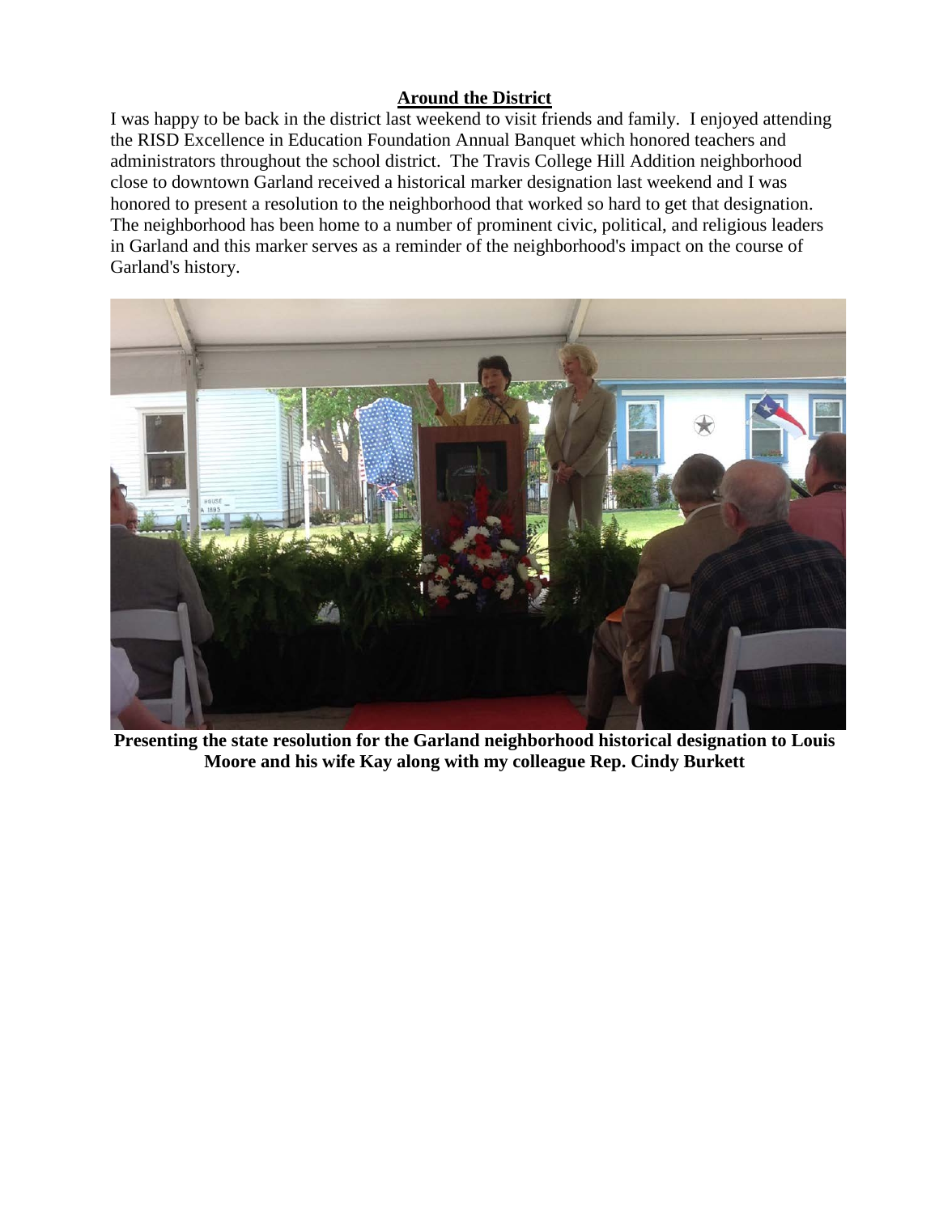## Around the District

I was happy to be back in the district last weekend to visit friends and family. I enjoyed attending the RISD Excellence in Education Foundation Annual Banquet which honored teachers and administrators throughout the school district. The Travis College Hill Addition neighborhood close to downtown Garland received a historical marker designation last weekend and I was honored to present a resolution to the neighborhood that worked so hard to get that designation. The neighborhood has been home to a number of prominent civic, political, and religious leaders in Garland and this marker serves as a reminder of the neighborhood's impact on the course of Garland's history.

**Presenting the state resolution for the Garland neighborhood historical designation to Louis Moore and his wife Kay along with my colleague Rep. Cindy Burkett**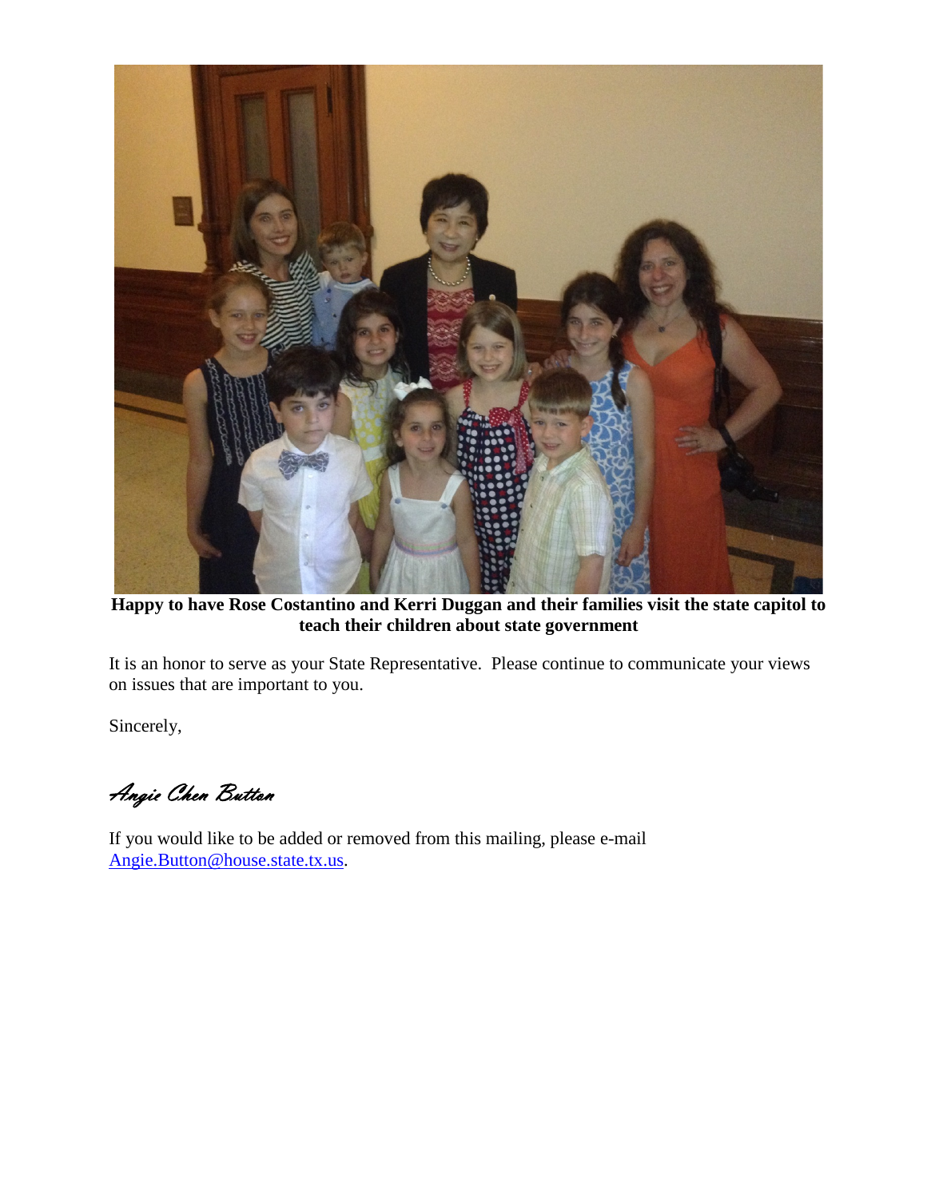**Happy to have Rose Costantino and Kerri Duggan and their families visit the state capitol to teach their children about state government**

It is an honor to serve as your State Representative. Please continue to communicate your views on issues that are important to you.

Sincerely,

*Angie Chen Button*

If you would like to be added or removed from this mailing, please e-mail [Angie.Button@house.state.tx.us](mailto:Angie.Button@house.state.tx.us).